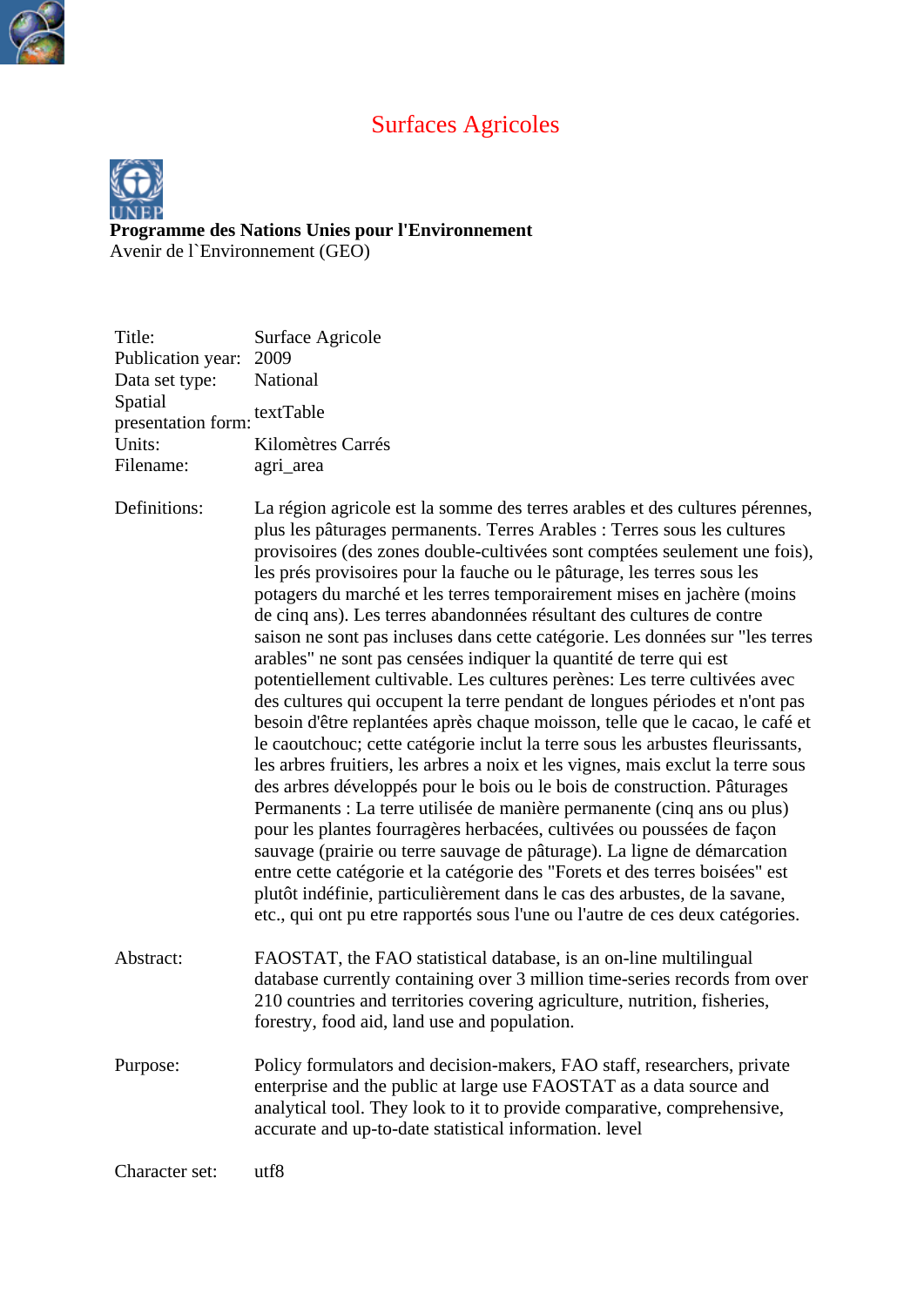# Surfaces Agricoles

**Programme des Nations Unies pour l'Environnement**
Avenir de l`Environnement (GEO)

| | |
|---|---|
| Title: | Surface Agricole |
| Publication year: | 2009 |
| Data set type: | National |
| Spatial presentation form: | textTable |
| Units: | Kilomètres Carrés |
| Filename: | agri_area |
| Definitions: | La région agricole est la somme des terres arables et des cultures pérennes, plus les pâturages permanents. Terres Arables : Terres sous les cultures provisoires (des zones double-cultivées sont comptées seulement une fois), les prés provisoires pour la fauche ou le pâturage, les terres sous les potagers du marché et les terres temporairement mises en jachère (moins de cinq ans). Les terres abandonnées résultant des cultures de contre saison ne sont pas incluses dans cette catégorie. Les données sur "les terres arables" ne sont pas censées indiquer la quantité de terre qui est potentiellement cultivable. Les cultures perènes: Les terre cultivées avec des cultures qui occupent la terre pendant de longues périodes et n'ont pas besoin d'être replantées après chaque moisson, telle que le cacao, le café et le caoutchouc; cette catégorie inclut la terre sous les arbustes fleurissants, les arbres fruitiers, les arbres a noix et les vignes, mais exclut la terre sous des arbres développés pour le bois ou le bois de construction. Pâturages Permanents : La terre utilisée de manière permanente (cinq ans ou plus) pour les plantes fourragères herbacées, cultivées ou poussées de façon sauvage (prairie ou terre sauvage de pâturage). La ligne de démarcation entre cette catégorie et la catégorie des "Forets et des terres boisées" est plutôt indéfinie, particulièrement dans le cas des arbustes, de la savane, etc., qui ont pu etre rapportés sous l'une ou l'autre de ces deux catégories. |
| Abstract: | FAOSTAT, the FAO statistical database, is an on-line multilingual database currently containing over 3 million time-series records from over 210 countries and territories covering agriculture, nutrition, fisheries, forestry, food aid, land use and population. |
| Purpose: | Policy formulators and decision-makers, FAO staff, researchers, private enterprise and the public at large use FAOSTAT as a data source and analytical tool. They look to it to provide comparative, comprehensive, accurate and up-to-date statistical information. level |
| Character set: | utf8 |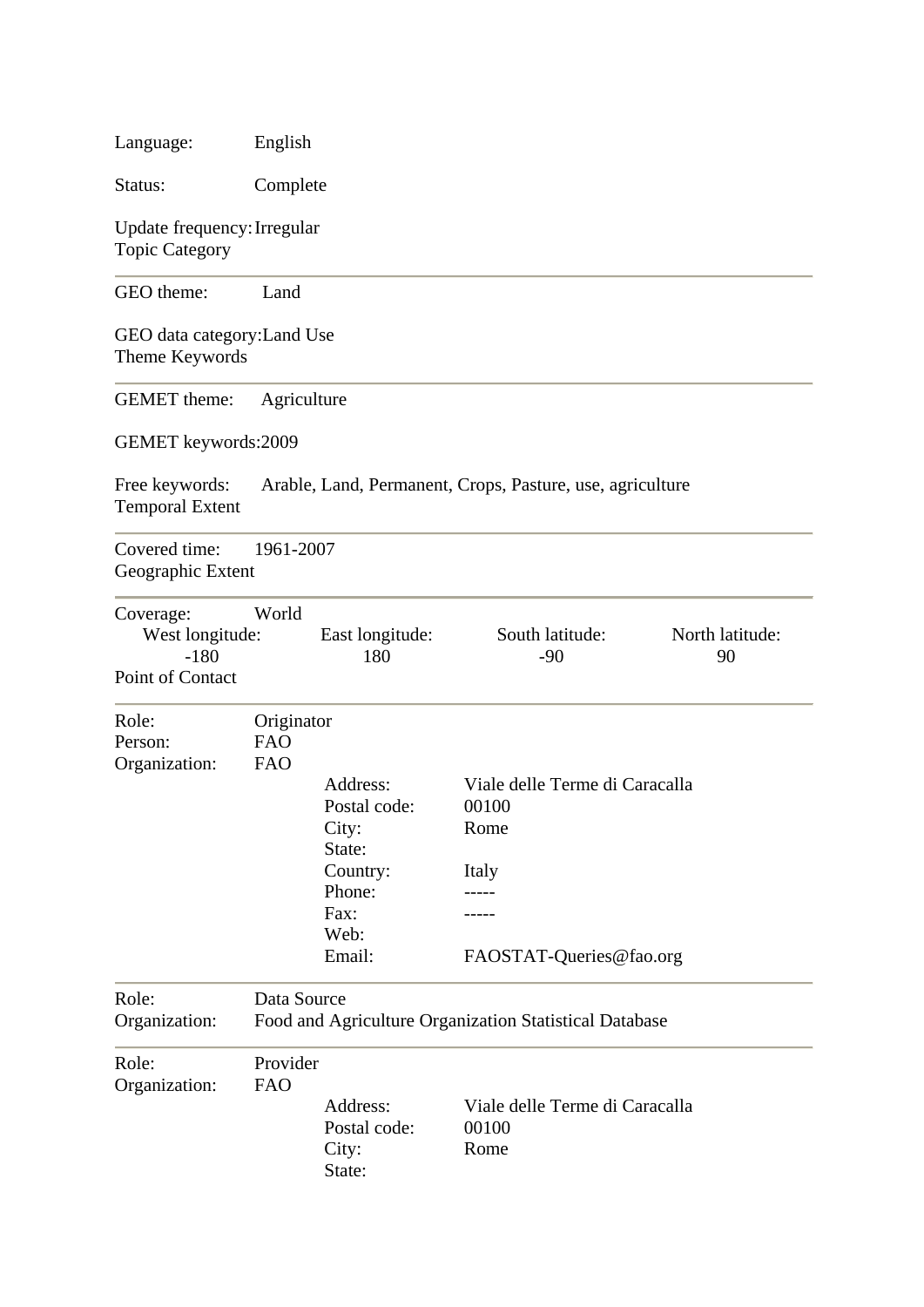Language: English

Status: Complete

Update frequency: Irregular

### Topic Category

---

GEO theme: Land

GEO data category: Land Use

### Theme Keywords

---

GEMET theme: Agriculture

GEMET keywords: 2009

Free keywords: Arable, Land, Permanent, Crops, Pasture, use, agriculture

### Temporal Extent

---

Covered time: 1961-2007

### Geographic Extent

---

Coverage: World

| West longitude: | East longitude: | South latitude: | North latitude: |
| --- | --- | --- | --- |
| -180 | 180 | -90 | 90 |

### Point of Contact

---

Role: Originator
Person: FAO
Organization: FAO

| | |
| --- | --- |
| Address: | Viale delle Terme di Caracalla |
| Postal code: | 00100 |
| City: | Rome |
| State: | |
| Country: | Italy |
| Phone: | ----- |
| Fax: | ----- |
| Web: | |
| Email: | FAOSTAT-Queries@fao.org |

---

Role: Data Source
Organization: Food and Agriculture Organization Statistical Database

---

Role: Provider
Organization: FAO

| | |
| --- | --- |
| Address: | Viale delle Terme di Caracalla |
| Postal code: | 00100 |
| City: | Rome |
| State: | |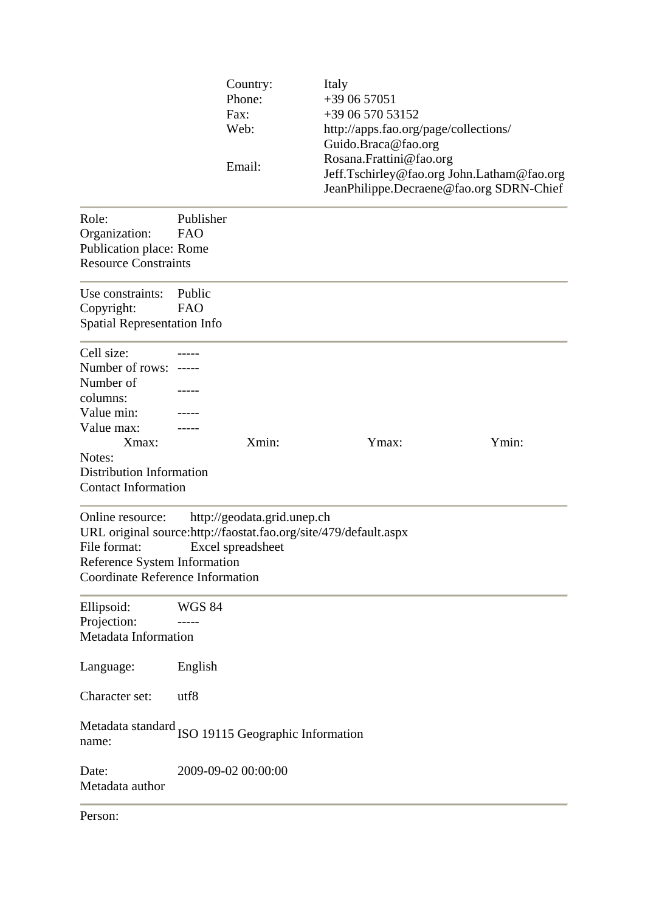| | |
|---|---|
| Country: | Italy |
| Phone: | +39 06 57051 |
| Fax: | +39 06 570 53152 |
| Web: | http://apps.fao.org/page/collections/ |
| Email: | Guido.Braca@fao.org Rosana.Frattini@fao.org Jeff.Tschirley@fao.org John.Latham@fao.org JeanPhilippe.Decraene@fao.org SDRN-Chief |

---

Role: Publisher
Organization: FAO
Publication place: Rome

### Resource Constraints

---

Use constraints: Public
Copyright: FAO

### Spatial Representation Info

---

| | |
|---|---|
| Cell size: | ----- |
| Number of rows: | ----- |
| Number of columns: | ----- |
| Value min: | ----- |
| Value max: | ----- |

| Xmax: | Xmin: | Ymax: | Ymin: |
|---|---|---|---|

Notes:

### Distribution Information

### Contact Information

---

Online resource: http://geodata.grid.unep.ch
URL original source: http://faostat.fao.org/site/479/default.aspx
File format: Excel spreadsheet

### Reference System Information

### Coordinate Reference Information

---

Ellipsoid: WGS 84
Projection: -----

### Metadata Information

Language: English

Character set: utf8

Metadata standard name: ISO 19115 Geographic Information

Date: 2009-09-02 00:00:00

### Metadata author

---

Person: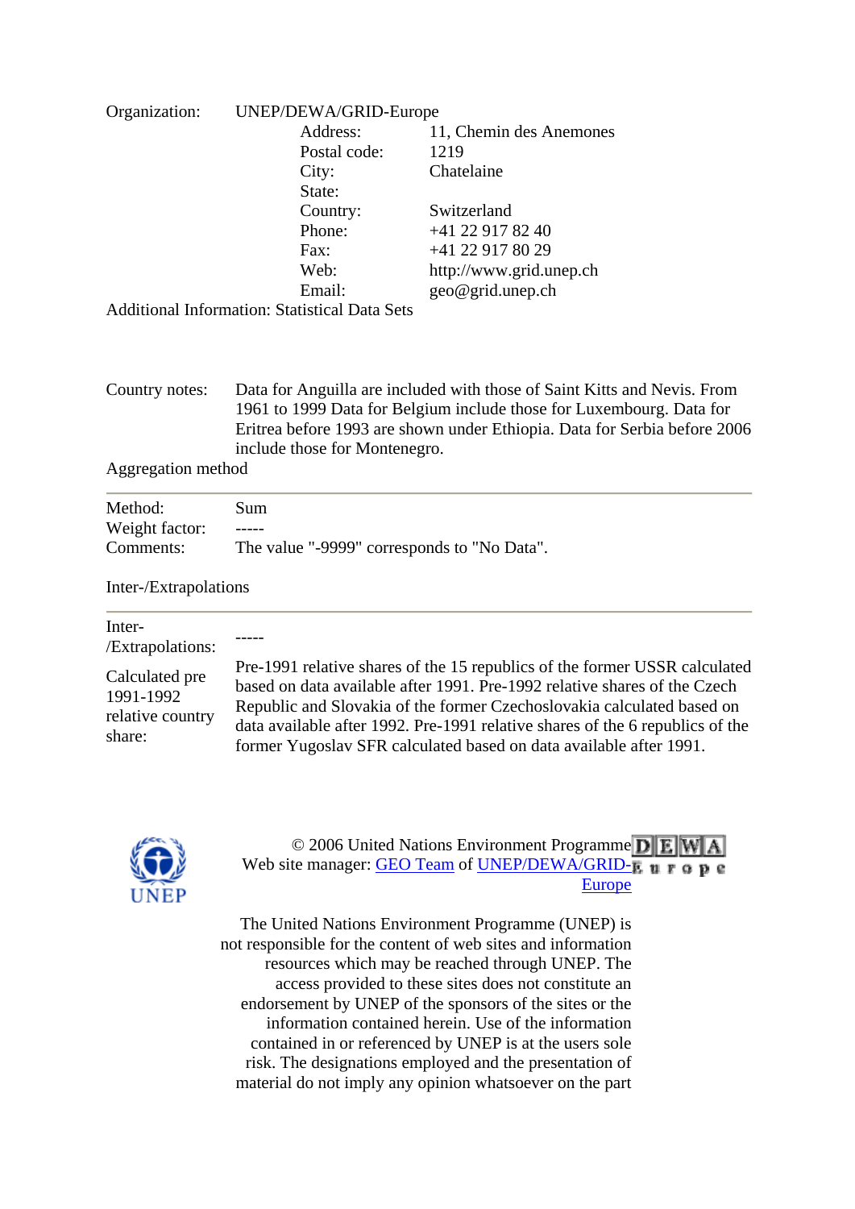Organization: UNEP/DEWA/GRID-Europe

| | |
|---|---|
| Address: | 11, Chemin des Anemones |
| Postal code: | 1219 |
| City: | Chatelaine |
| State: | |
| Country: | Switzerland |
| Phone: | +41 22 917 82 40 |
| Fax: | +41 22 917 80 29 |
| Web: | http://www.grid.unep.ch |
| Email: | geo@grid.unep.ch |

Additional Information: Statistical Data Sets

Country notes: Data for Anguilla are included with those of Saint Kitts and Nevis. From 1961 to 1999 Data for Belgium include those for Luxembourg. Data for Eritrea before 1993 are shown under Ethiopia. Data for Serbia before 2006 include those for Montenegro.

Aggregation method

---

| | |
|---|---|
| Method: | Sum |
| Weight factor: | ----- |
| Comments: | The value "-9999" corresponds to "No Data". |

Inter-/Extrapolations

---

| | |
|---|---|
| Inter-/Extrapolations: | ----- |
| Calculated pre 1991-1992 relative country share: | Pre-1991 relative shares of the 15 republics of the former USSR calculated based on data available after 1991. Pre-1992 relative shares of the Czech Republic and Slovakia of the former Czechoslovakia calculated based on data available after 1992. Pre-1991 relative shares of the 6 republics of the former Yugoslav SFR calculated based on data available after 1991. |

UNEP

© 2006 United Nations Environment Programme DEWA Europe
Web site manager: GEO Team of UNEP/DEWA/GRID-Europe

The United Nations Environment Programme (UNEP) is not responsible for the content of web sites and information resources which may be reached through UNEP. The access provided to these sites does not constitute an endorsement by UNEP of the sponsors of the sites or the information contained herein. Use of the information contained in or referenced by UNEP is at the users sole risk. The designations employed and the presentation of material do not imply any opinion whatsoever on the part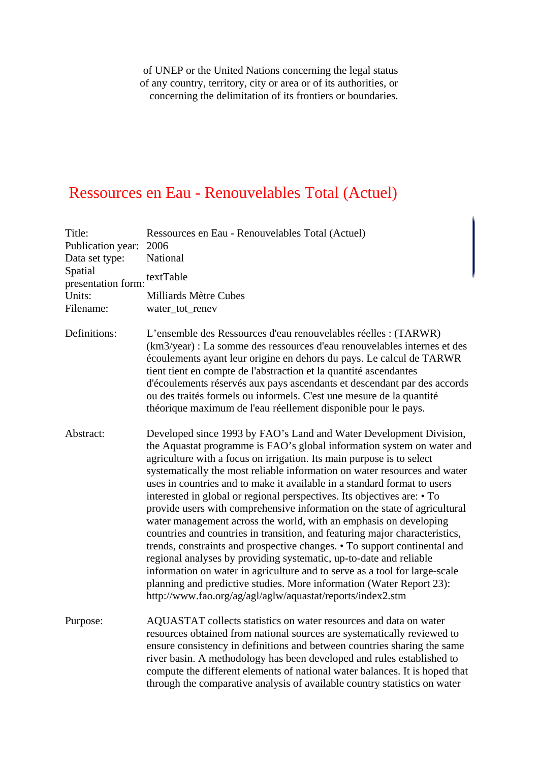of UNEP or the United Nations concerning the legal status of any country, territory, city or area or of its authorities, or concerning the delimitation of its frontiers or boundaries.

# Ressources en Eau - Renouvelables Total (Actuel)

| | |
|---|---|
| Title: | Ressources en Eau - Renouvelables Total (Actuel) |
| Publication year: | 2006 |
| Data set type: | National |
| Spatial presentation form: | textTable |
| Units: | Milliards Mètre Cubes |
| Filename: | water_tot_renev |
| Definitions: | L'ensemble des Ressources d'eau renouvelables réelles : (TARWR) (km3/year) : La somme des ressources d'eau renouvelables internes et des écoulements ayant leur origine en dehors du pays. Le calcul de TARWR tient tient en compte de l'abstraction et la quantité ascendantes d'écoulements réservés aux pays ascendants et descendant par des accords ou des traités formels ou informels. C'est une mesure de la quantité théorique maximum de l'eau réellement disponible pour le pays. |
| Abstract: | Developed since 1993 by FAO's Land and Water Development Division, the Aquastat programme is FAO's global information system on water and agriculture with a focus on irrigation. Its main purpose is to select systematically the most reliable information on water resources and water uses in countries and to make it available in a standard format to users interested in global or regional perspectives. Its objectives are: • To provide users with comprehensive information on the state of agricultural water management across the world, with an emphasis on developing countries and countries in transition, and featuring major characteristics, trends, constraints and prospective changes. • To support continental and regional analyses by providing systematic, up-to-date and reliable information on water in agriculture and to serve as a tool for large-scale planning and predictive studies. More information (Water Report 23): http://www.fao.org/ag/agl/aglw/aquastat/reports/index2.stm |
| Purpose: | AQUASTAT collects statistics on water resources and data on water resources obtained from national sources are systematically reviewed to ensure consistency in definitions and between countries sharing the same river basin. A methodology has been developed and rules established to compute the different elements of national water balances. It is hoped that through the comparative analysis of available country statistics on water |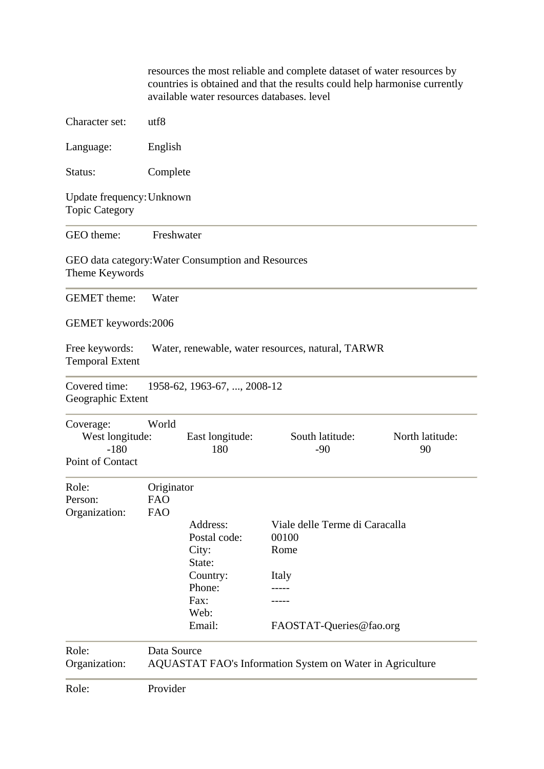resources the most reliable and complete dataset of water resources by countries is obtained and that the results could help harmonise currently available water resources databases. level

Character set: utf8

Language: English

Status: Complete

Update frequency: Unknown

### Topic Category

---

GEO theme: Freshwater

GEO data category: Water Consumption and Resources

### Theme Keywords

---

GEMET theme: Water

GEMET keywords: 2006

Free keywords: Water, renewable, water resources, natural, TARWR

### Temporal Extent

---

Covered time: 1958-62, 1963-67, ..., 2008-12

### Geographic Extent

---

Coverage: World

| West longitude: | East longitude: | South latitude: | North latitude: |
|---|---|---|---|
| -180 | 180 | -90 | 90 |

### Point of Contact

---

Role: Originator
Person: FAO
Organization: FAO

| | |
|---|---|
| Address: | Viale delle Terme di Caracalla |
| Postal code: | 00100 |
| City: | Rome |
| State: | |
| Country: | Italy |
| Phone: | ----- |
| Fax: | ----- |
| Web: | |
| Email: | FAOSTAT-Queries@fao.org |

---

Role: Data Source
Organization: AQUASTAT FAO's Information System on Water in Agriculture

---

Role: Provider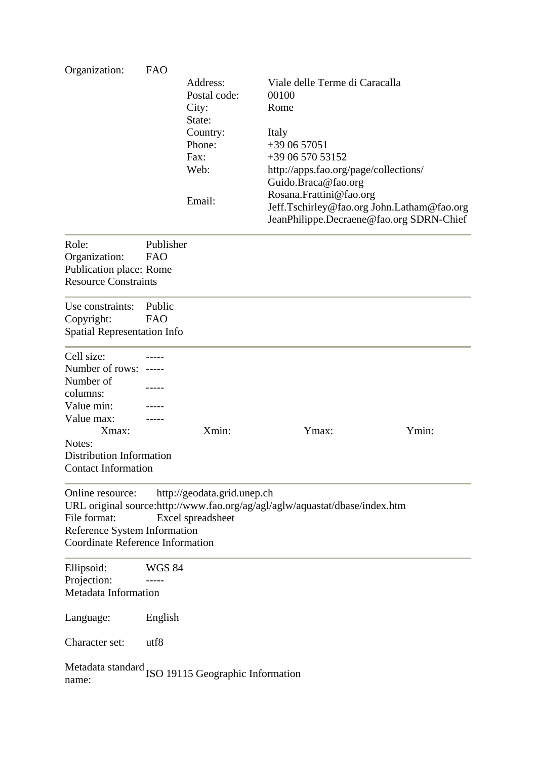Organization: FAO

| | |
|---|---|
| Address: | Viale delle Terme di Caracalla |
| Postal code: | 00100 |
| City: | Rome |
| State: | |
| Country: | Italy |
| Phone: | +39 06 57051 |
| Fax: | +39 06 570 53152 |
| Web: | http://apps.fao.org/page/collections/ |
| Email: | Guido.Braca@fao.org Rosana.Frattini@fao.org Jeff.Tschirley@fao.org John.Latham@fao.org JeanPhilippe.Decraene@fao.org SDRN-Chief |

---

Role: Publisher
Organization: FAO
Publication place: Rome

Resource Constraints

---

Use constraints: Public
Copyright: FAO

Spatial Representation Info

---

Cell size: -----
Number of rows: -----
Number of columns: -----
Value min: -----
Value max: -----

| Xmax: | Xmin: | Ymax: | Ymin: |
|---|---|---|---|

Notes:

Distribution Information

Contact Information

---

Online resource: http://geodata.grid.unep.ch
URL original source: http://www.fao.org/ag/agl/aglw/aquastat/dbase/index.htm
File format: Excel spreadsheet

Reference System Information

Coordinate Reference Information

---

Ellipsoid: WGS 84
Projection: -----

Metadata Information

Language: English

Character set: utf8

Metadata standard name: ISO 19115 Geographic Information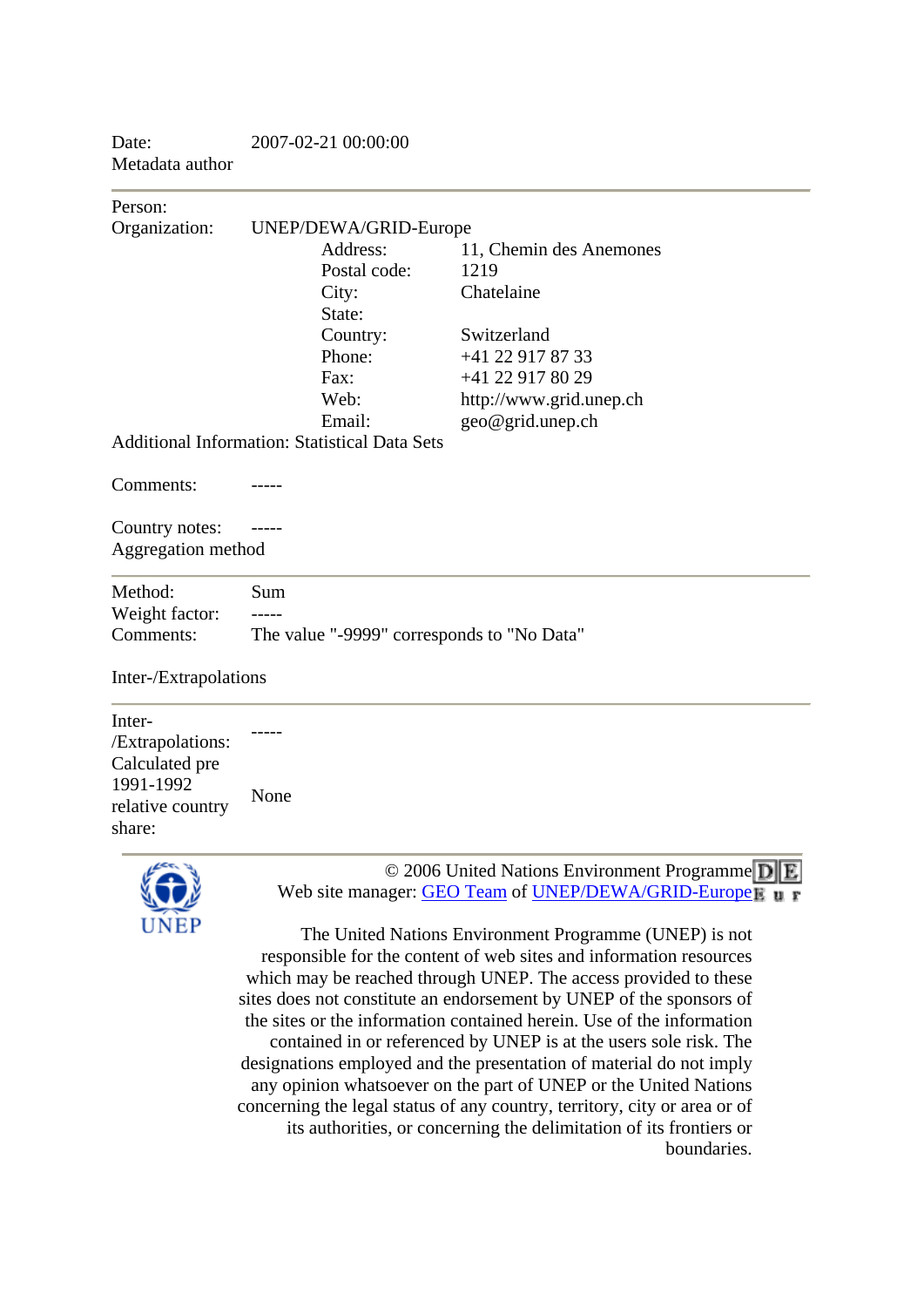Date: 2007-02-21 00:00:00

Metadata author

---

Person:

Organization: UNEP/DEWA/GRID-Europe

| | |
|---|---|
| Address: | 11, Chemin des Anemones |
| Postal code: | 1219 |
| City: | Chatelaine |
| State: | |
| Country: | Switzerland |
| Phone: | +41 22 917 87 33 |
| Fax: | +41 22 917 80 29 |
| Web: | http://www.grid.unep.ch |
| Email: | geo@grid.unep.ch |

Additional Information: Statistical Data Sets

Comments: -----

Country notes: -----

Aggregation method

---

Method: Sum

Weight factor: -----

Comments: The value "-9999" corresponds to "No Data"

Inter-/Extrapolations

---

Inter-/Extrapolations: -----

Calculated pre 1991-1992 relative country share: None

---

UNEP

© 2006 United Nations Environment Programme

Web site manager: GEO Team of UNEP/DEWA/GRID-Europe

The United Nations Environment Programme (UNEP) is not responsible for the content of web sites and information resources which may be reached through UNEP. The access provided to these sites does not constitute an endorsement by UNEP of the sponsors of the sites or the information contained herein. Use of the information contained in or referenced by UNEP is at the users sole risk. The designations employed and the presentation of material do not imply any opinion whatsoever on the part of UNEP or the United Nations concerning the legal status of any country, territory, city or area or of its authorities, or concerning the delimitation of its frontiers or boundaries.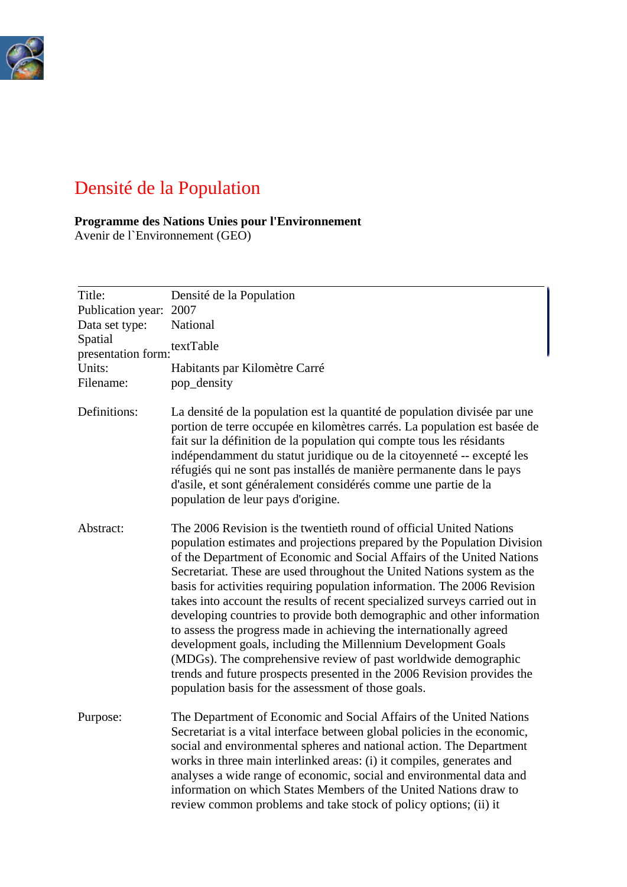# Densité de la Population

**Programme des Nations Unies pour l'Environnement**
Avenir de l`Environnement (GEO)

| | |
|---|---|
| Title: | Densité de la Population |
| Publication year: | 2007 |
| Data set type: | National |
| Spatial presentation form: | textTable |
| Units: | Habitants par Kilomètre Carré |
| Filename: | pop_density |
| Definitions: | La densité de la population est la quantité de population divisée par une portion de terre occupée en kilomètres carrés. La population est basée de fait sur la définition de la population qui compte tous les résidants indépendamment du statut juridique ou de la citoyenneté -- excepté les réfugiés qui ne sont pas installés de manière permanente dans le pays d'asile, et sont généralement considérés comme une partie de la population de leur pays d'origine. |
| Abstract: | The 2006 Revision is the twentieth round of official United Nations population estimates and projections prepared by the Population Division of the Department of Economic and Social Affairs of the United Nations Secretariat. These are used throughout the United Nations system as the basis for activities requiring population information. The 2006 Revision takes into account the results of recent specialized surveys carried out in developing countries to provide both demographic and other information to assess the progress made in achieving the internationally agreed development goals, including the Millennium Development Goals (MDGs). The comprehensive review of past worldwide demographic trends and future prospects presented in the 2006 Revision provides the population basis for the assessment of those goals. |
| Purpose: | The Department of Economic and Social Affairs of the United Nations Secretariat is a vital interface between global policies in the economic, social and environmental spheres and national action. The Department works in three main interlinked areas: (i) it compiles, generates and analyses a wide range of economic, social and environmental data and information on which States Members of the United Nations draw to review common problems and take stock of policy options; (ii) it |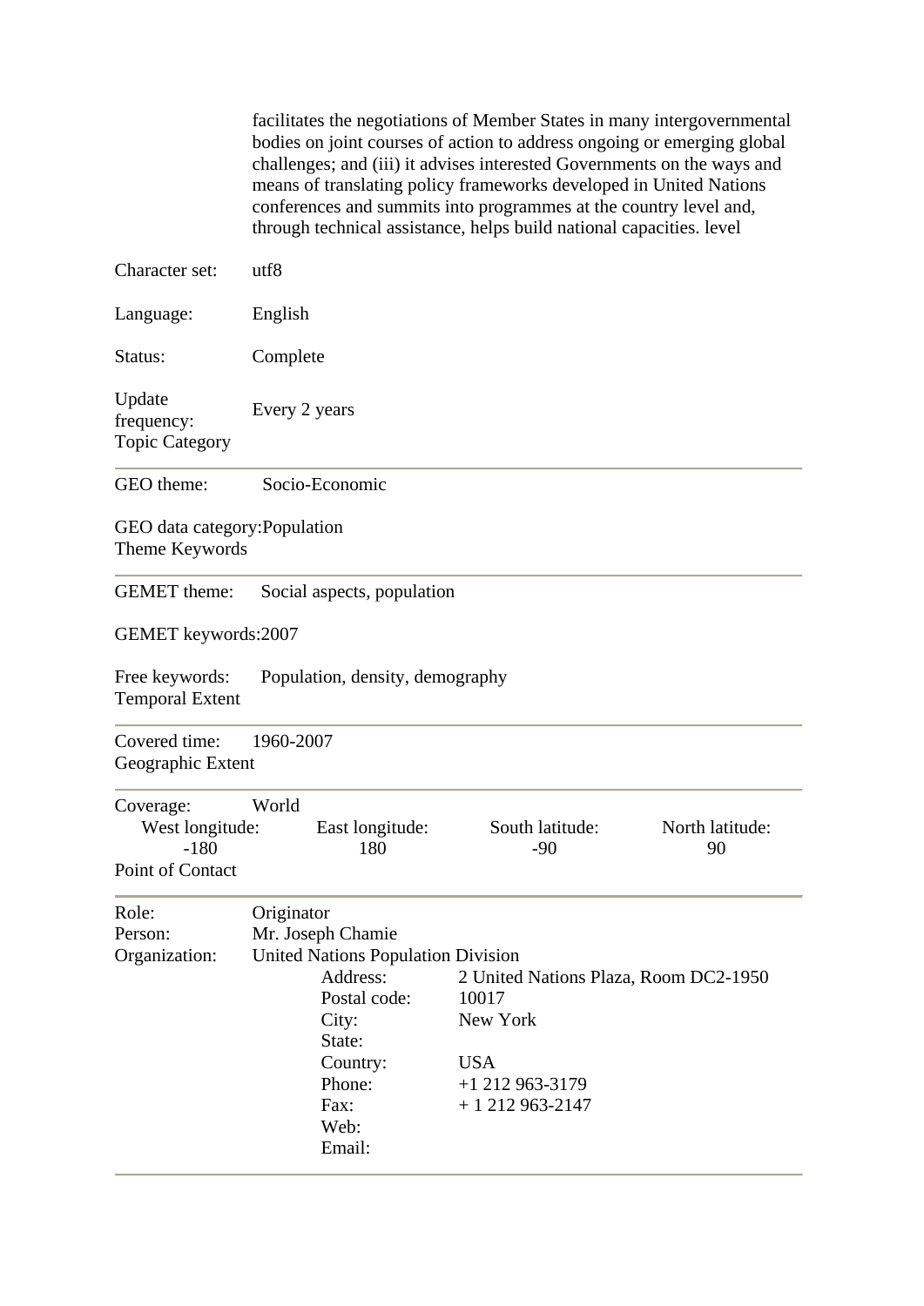facilitates the negotiations of Member States in many intergovernmental bodies on joint courses of action to address ongoing or emerging global challenges; and (iii) it advises interested Governments on the ways and means of translating policy frameworks developed in United Nations conferences and summits into programmes at the country level and, through technical assistance, helps build national capacities. level

Character set: utf8

Language: English

Status: Complete

Update frequency: Every 2 years

### Topic Category

GEO theme: Socio-Economic

GEO data category: Population

### Theme Keywords

GEMET theme: Social aspects, population

GEMET keywords: 2007

Free keywords: Population, density, demography

### Temporal Extent

Covered time: 1960-2007

### Geographic Extent

Coverage: World

| West longitude: | East longitude: | South latitude: | North latitude: |
|---|---|---|---|
| -180 | 180 | -90 | 90 |

### Point of Contact

Role: Originator

Person: Mr. Joseph Chamie

Organization: United Nations Population Division

| | |
|---|---|
| Address: | 2 United Nations Plaza, Room DC2-1950 |
| Postal code: | 10017 |
| City: | New York |
| State: | |
| Country: | USA |
| Phone: | +1 212 963-3179 |
| Fax: | + 1 212 963-2147 |
| Web: | |
| Email: | |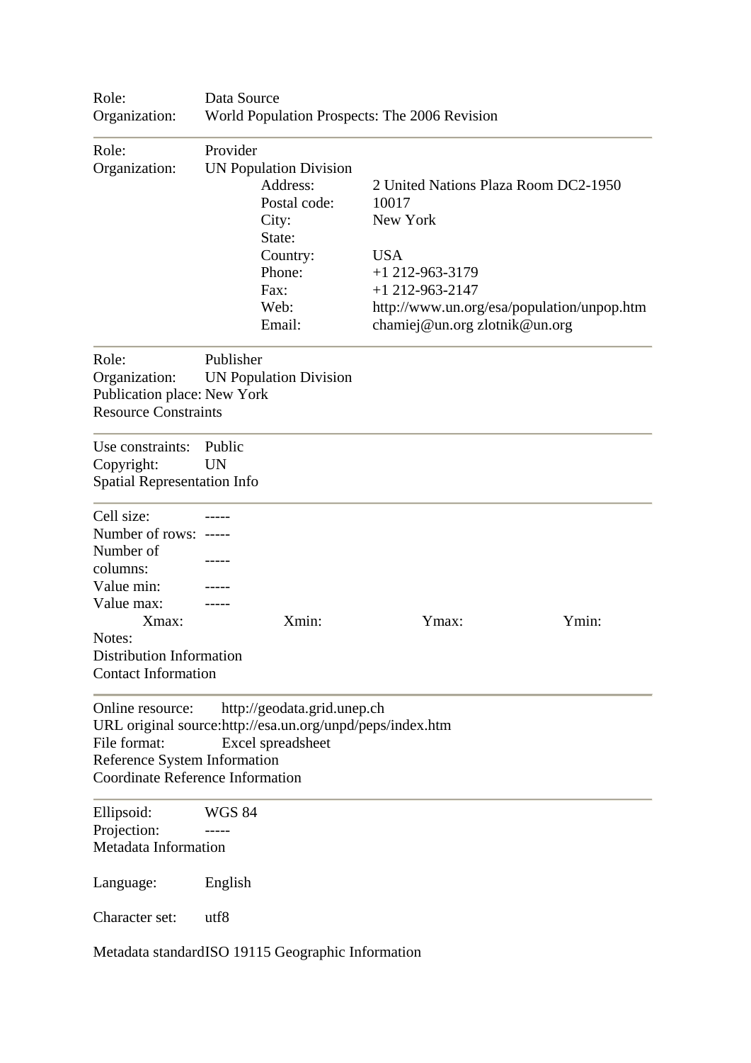Role: Data Source
Organization: World Population Prospects: The 2006 Revision

---

Role: Provider
Organization: UN Population Division

| | |
|---|---|
| Address: | 2 United Nations Plaza Room DC2-1950 |
| Postal code: | 10017 |
| City: | New York |
| State: | |
| Country: | USA |
| Phone: | +1 212-963-3179 |
| Fax: | +1 212-963-2147 |
| Web: | http://www.un.org/esa/population/unpop.htm |
| Email: | chamiej@un.org zlotnik@un.org |

---

Role: Publisher
Organization: UN Population Division
Publication place: New York

Resource Constraints

---

Use constraints: Public
Copyright: UN

Spatial Representation Info

---

Cell size: -----
Number of rows: -----
Number of columns: -----
Value min: -----
Value max: -----

| Xmax: | Xmin: | Ymax: | Ymin: |
|---|---|---|---|

Notes:

Distribution Information

Contact Information

---

Online resource: http://geodata.grid.unep.ch
URL original source: http://esa.un.org/unpd/peps/index.htm
File format: Excel spreadsheet

Reference System Information

Coordinate Reference Information

---

Ellipsoid: WGS 84
Projection: -----

Metadata Information

Language: English

Character set: utf8

Metadata standard ISO 19115 Geographic Information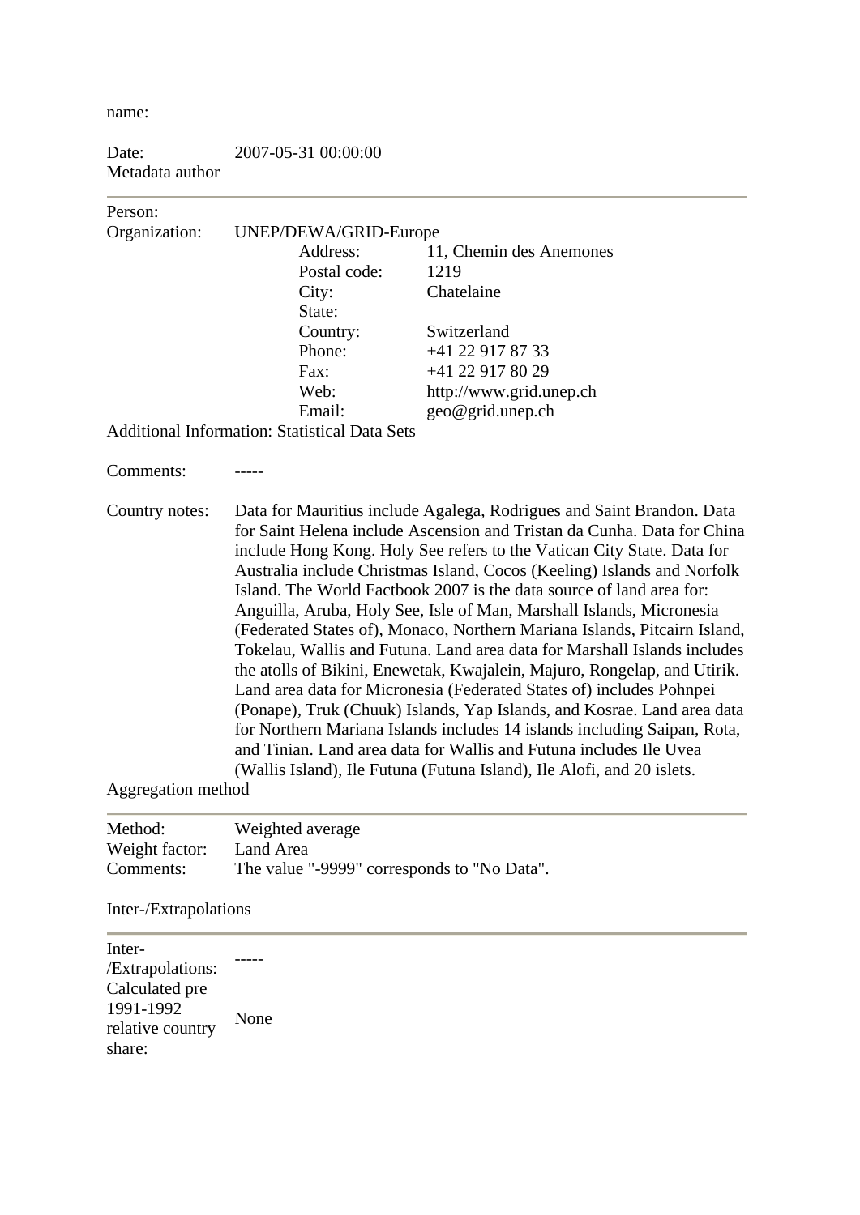name:

| | |
|---|---|
| Date: | 2007-05-31 00:00:00 |

Metadata author

---

Person:

Organization: UNEP/DEWA/GRID-Europe

| | |
|---|---|
| Address: | 11, Chemin des Anemones |
| Postal code: | 1219 |
| City: | Chatelaine |
| State: | |
| Country: | Switzerland |
| Phone: | +41 22 917 87 33 |
| Fax: | +41 22 917 80 29 |
| Web: | http://www.grid.unep.ch |
| Email: | geo@grid.unep.ch |

Additional Information: Statistical Data Sets

| | |
|---|---|
| Comments: | ----- |
| Country notes: | Data for Mauritius include Agalega, Rodrigues and Saint Brandon. Data for Saint Helena include Ascension and Tristan da Cunha. Data for China include Hong Kong. Holy See refers to the Vatican City State. Data for Australia include Christmas Island, Cocos (Keeling) Islands and Norfolk Island. The World Factbook 2007 is the data source of land area for: Anguilla, Aruba, Holy See, Isle of Man, Marshall Islands, Micronesia (Federated States of), Monaco, Northern Mariana Islands, Pitcairn Island, Tokelau, Wallis and Futuna. Land area data for Marshall Islands includes the atolls of Bikini, Enewetak, Kwajalein, Majuro, Rongelap, and Utirik. Land area data for Micronesia (Federated States of) includes Pohnpei (Ponape), Truk (Chuuk) Islands, Yap Islands, and Kosrae. Land area data for Northern Mariana Islands includes 14 islands including Saipan, Rota, and Tinian. Land area data for Wallis and Futuna includes Ile Uvea (Wallis Island), Ile Futuna (Futuna Island), Ile Alofi, and 20 islets. |

Aggregation method

---

| | |
|---|---|
| Method: | Weighted average |
| Weight factor: | Land Area |
| Comments: | The value "-9999" corresponds to "No Data". |

Inter-/Extrapolations

---

| | |
|---|---|
| Inter-/Extrapolations: | ----- |
| Calculated pre 1991-1992 relative country share: | None |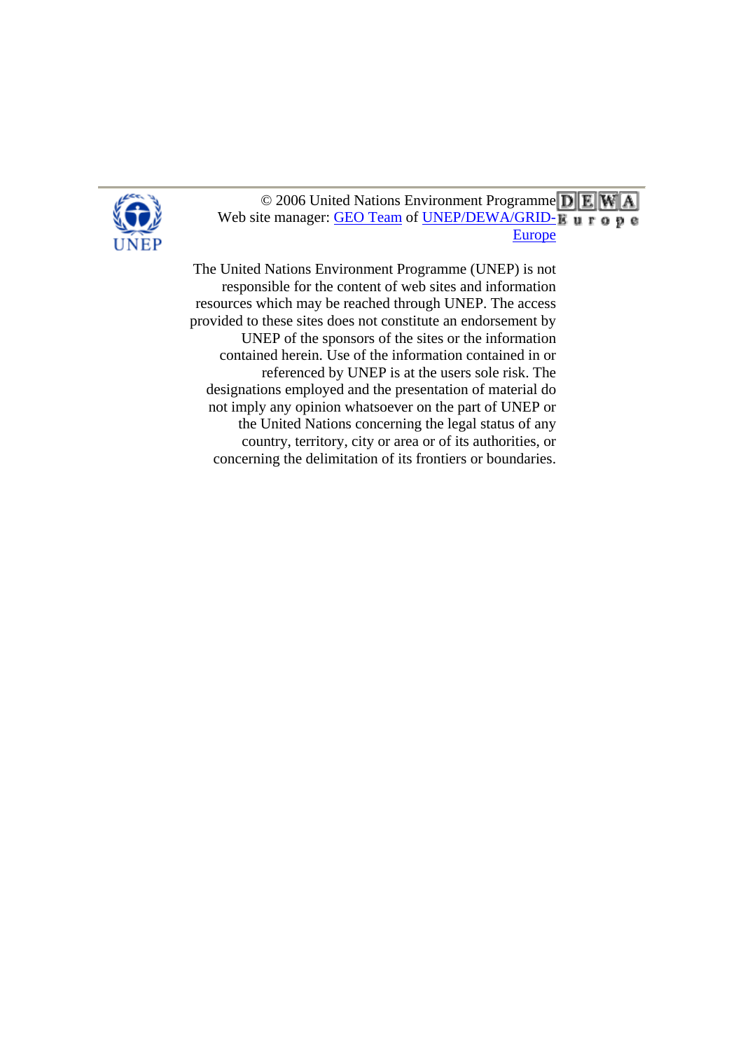© 2006 United Nations Environment Programme
Web site manager: GEO Team of UNEP/DEWA/GRID-Europe

The United Nations Environment Programme (UNEP) is not responsible for the content of web sites and information resources which may be reached through UNEP. The access provided to these sites does not constitute an endorsement by UNEP of the sponsors of the sites or the information contained herein. Use of the information contained in or referenced by UNEP is at the users sole risk. The designations employed and the presentation of material do not imply any opinion whatsoever on the part of UNEP or the United Nations concerning the legal status of any country, territory, city or area or of its authorities, or concerning the delimitation of its frontiers or boundaries.